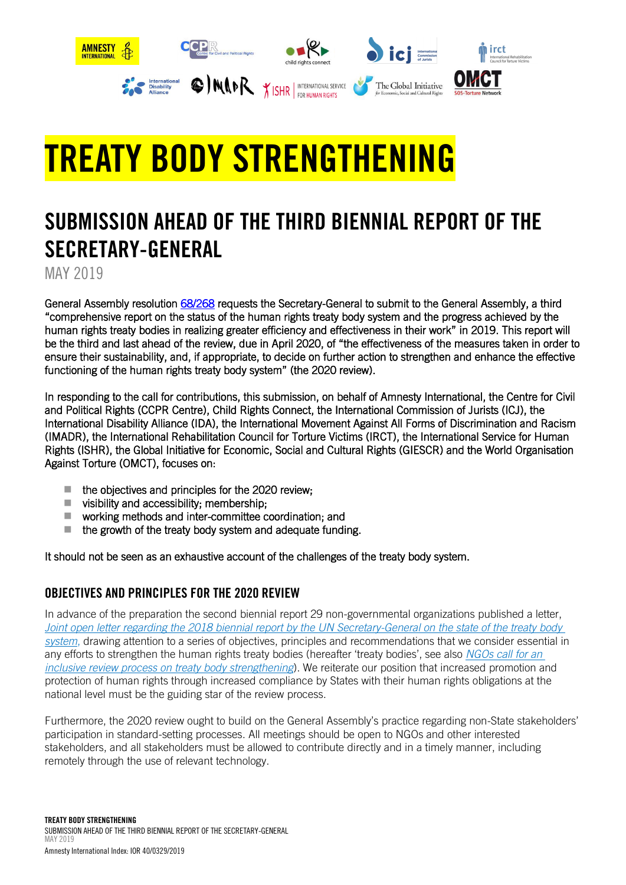# TREATY BODY STRENGTHENING

## SUBMISSION AHEAD OF THE THIRD BIENNIAL REPORT OF THE SECRETARY-GENERAL

MAY 2019

General Assembly resolution [68/268](68/268) requests the Secretary-General to submit to the General Assembly, a third "comprehensive report on the status of the human rights treaty body system and the progress achieved by the human rights treaty bodies in realizing greater efficiency and effectiveness in their work" in 2019. This report will be the third and last ahead of the review, due in April 2020, of "the effectiveness of the measures taken in order to ensure their sustainability, and, if appropriate, to decide on further action to strengthen and enhance the effective functioning of the human rights treaty body system" (the 2020 review).

In responding to the call for contributions, this submission, on behalf of Amnesty International, the Centre for Civil and Political Rights (CCPR Centre), Child Rights Connect, the International Commission of Jurists (ICJ), the International Disability Alliance (IDA), the International Movement Against All Forms of Discrimination and Racism (IMADR), the International Rehabilitation Council for Torture Victims (IRCT), the International Service for Human Rights (ISHR), the Global Initiative for Economic, Social and Cultural Rights (GIESCR) and the World Organisation Against Torture (OMCT), focuses on:

- the objectives and principles for the 2020 review;
- visibility and accessibility; membership;
- working methods and inter-committee coordination; and
- the growth of the treaty body system and adequate funding.

It should not be seen as an exhaustive account of the challenges of the treaty body system.

### OBJECTIVES AND PRINCIPLES FOR THE 2020 REVIEW

In advance of the preparation the second biennial report 29 non-governmental organizations published a letter, *Joint open letter regarding the 2018 biennial report by the UN Secretary-General on the state of the treaty body system*, drawing attention to a series of objectives, principles and recommendations that we consider essential in any efforts to strengthen the human rights treaty bodies (hereafter 'treaty bodies', see also *NGOs call for an inclusive review process on treaty body strengthening*). We reiterate our position that increased promotion and protection of human rights through increased compliance by States with their human rights obligations at the national level must be the guiding star of the review process.

Furthermore, the 2020 review ought to build on the General Assembly's practice regarding non-State stakeholders' participation in standard-setting processes. All meetings should be open to NGOs and other interested stakeholders, and all stakeholders must be allowed to contribute directly and in a timely manner, including remotely through the use of relevant technology.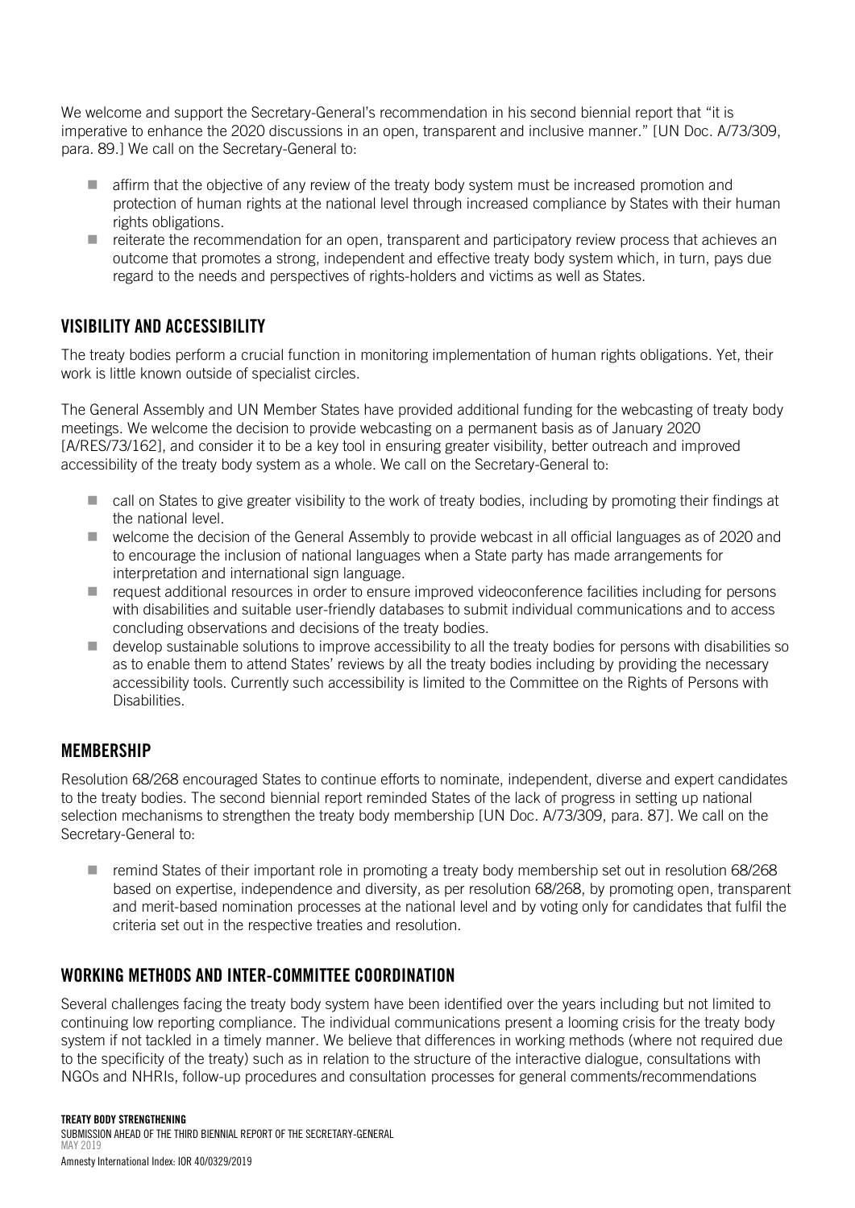We welcome and support the Secretary-General's recommendation in his second biennial report that "it is imperative to enhance the 2020 discussions in an open, transparent and inclusive manner." [UN Doc. A/73/309, para. 89.] We call on the Secretary-General to:

- affirm that the objective of any review of the treaty body system must be increased promotion and protection of human rights at the national level through increased compliance by States with their human rights obligations.
- reiterate the recommendation for an open, transparent and participatory review process that achieves an outcome that promotes a strong, independent and effective treaty body system which, in turn, pays due regard to the needs and perspectives of rights-holders and victims as well as States.

## VISIBILITY AND ACCESSIBILITY

The treaty bodies perform a crucial function in monitoring implementation of human rights obligations. Yet, their work is little known outside of specialist circles.

The General Assembly and UN Member States have provided additional funding for the webcasting of treaty body meetings. We welcome the decision to provide webcasting on a permanent basis as of January 2020 [A/RES/73/162], and consider it to be a key tool in ensuring greater visibility, better outreach and improved accessibility of the treaty body system as a whole. We call on the Secretary-General to:

- call on States to give greater visibility to the work of treaty bodies, including by promoting their findings at the national level.
- welcome the decision of the General Assembly to provide webcast in all official languages as of 2020 and to encourage the inclusion of national languages when a State party has made arrangements for interpretation and international sign language.
- request additional resources in order to ensure improved videoconference facilities including for persons with disabilities and suitable user-friendly databases to submit individual communications and to access concluding observations and decisions of the treaty bodies.
- develop sustainable solutions to improve accessibility to all the treaty bodies for persons with disabilities so as to enable them to attend States' reviews by all the treaty bodies including by providing the necessary accessibility tools. Currently such accessibility is limited to the Committee on the Rights of Persons with Disabilities.

## MEMBERSHIP

Resolution 68/268 encouraged States to continue efforts to nominate, independent, diverse and expert candidates to the treaty bodies. The second biennial report reminded States of the lack of progress in setting up national selection mechanisms to strengthen the treaty body membership [UN Doc. A/73/309, para. 87]. We call on the Secretary-General to:

- remind States of their important role in promoting a treaty body membership set out in resolution 68/268 based on expertise, independence and diversity, as per resolution 68/268, by promoting open, transparent and merit-based nomination processes at the national level and by voting only for candidates that fulfil the criteria set out in the respective treaties and resolution.

## WORKING METHODS AND INTER-COMMITTEE COORDINATION

Several challenges facing the treaty body system have been identified over the years including but not limited to continuing low reporting compliance. The individual communications present a looming crisis for the treaty body system if not tackled in a timely manner. We believe that differences in working methods (where not required due to the specificity of the treaty) such as in relation to the structure of the interactive dialogue, consultations with NGOs and NHRIs, follow-up procedures and consultation processes for general comments/recommendations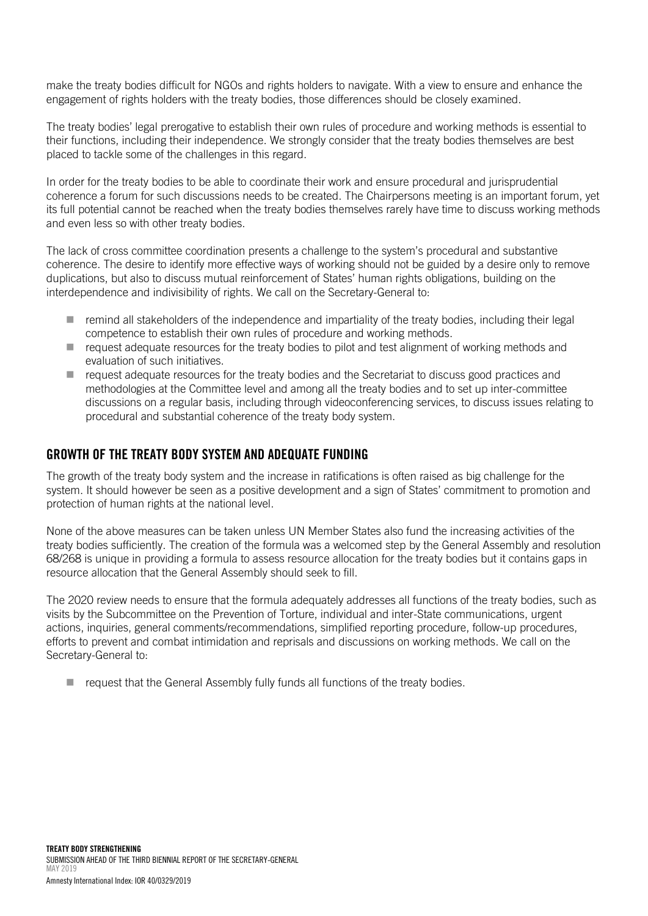make the treaty bodies difficult for NGOs and rights holders to navigate. With a view to ensure and enhance the engagement of rights holders with the treaty bodies, those differences should be closely examined.

The treaty bodies' legal prerogative to establish their own rules of procedure and working methods is essential to their functions, including their independence. We strongly consider that the treaty bodies themselves are best placed to tackle some of the challenges in this regard.

In order for the treaty bodies to be able to coordinate their work and ensure procedural and jurisprudential coherence a forum for such discussions needs to be created. The Chairpersons meeting is an important forum, yet its full potential cannot be reached when the treaty bodies themselves rarely have time to discuss working methods and even less so with other treaty bodies.

The lack of cross committee coordination presents a challenge to the system's procedural and substantive coherence. The desire to identify more effective ways of working should not be guided by a desire only to remove duplications, but also to discuss mutual reinforcement of States' human rights obligations, building on the interdependence and indivisibility of rights. We call on the Secretary-General to:

- remind all stakeholders of the independence and impartiality of the treaty bodies, including their legal competence to establish their own rules of procedure and working methods.
- request adequate resources for the treaty bodies to pilot and test alignment of working methods and evaluation of such initiatives.
- request adequate resources for the treaty bodies and the Secretariat to discuss good practices and methodologies at the Committee level and among all the treaty bodies and to set up inter-committee discussions on a regular basis, including through videoconferencing services, to discuss issues relating to procedural and substantial coherence of the treaty body system.

## GROWTH OF THE TREATY BODY SYSTEM AND ADEQUATE FUNDING

The growth of the treaty body system and the increase in ratifications is often raised as big challenge for the system. It should however be seen as a positive development and a sign of States' commitment to promotion and protection of human rights at the national level.

None of the above measures can be taken unless UN Member States also fund the increasing activities of the treaty bodies sufficiently. The creation of the formula was a welcomed step by the General Assembly and resolution 68/268 is unique in providing a formula to assess resource allocation for the treaty bodies but it contains gaps in resource allocation that the General Assembly should seek to fill.

The 2020 review needs to ensure that the formula adequately addresses all functions of the treaty bodies, such as visits by the Subcommittee on the Prevention of Torture, individual and inter-State communications, urgent actions, inquiries, general comments/recommendations, simplified reporting procedure, follow-up procedures, efforts to prevent and combat intimidation and reprisals and discussions on working methods. We call on the Secretary-General to:

- request that the General Assembly fully funds all functions of the treaty bodies.